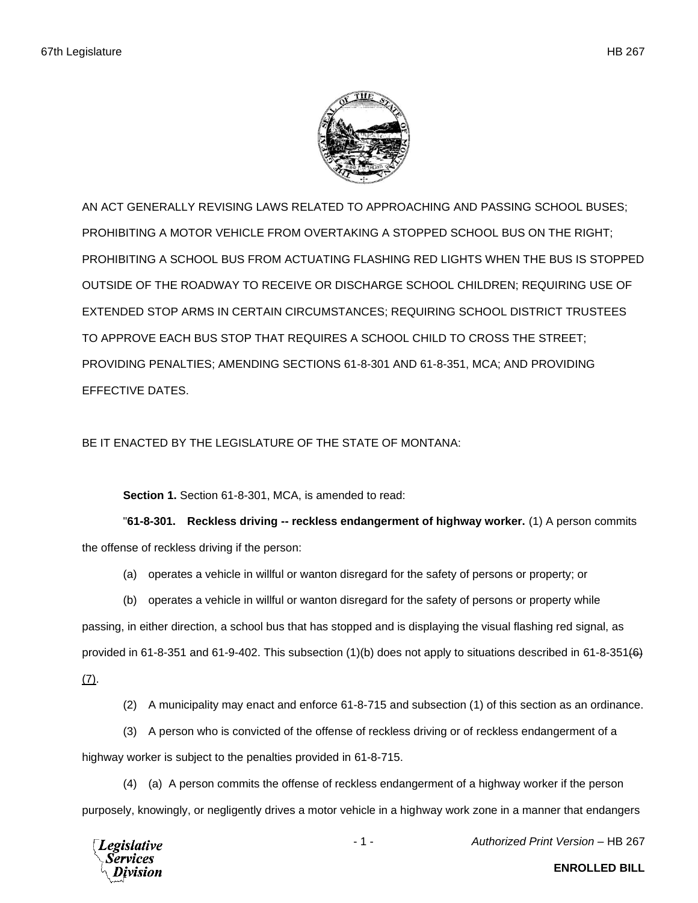AN ACT GENERALLY REVISING LAWS RELATED TO APPROACHING AND PASSING SCHOOL BUSES; PROHIBITING A MOTOR VEHICLE FROM OVERTAKING A STOPPED SCHOOL BUS ON THE RIGHT; PROHIBITING A SCHOOL BUS FROM ACTUATING FLASHING RED LIGHTS WHEN THE BUS IS STOPPED OUTSIDE OF THE ROADWAY TO RECEIVE OR DISCHARGE SCHOOL CHILDREN; REQUIRING USE OF EXTENDED STOP ARMS IN CERTAIN CIRCUMSTANCES; REQUIRING SCHOOL DISTRICT TRUSTEES TO APPROVE EACH BUS STOP THAT REQUIRES A SCHOOL CHILD TO CROSS THE STREET; PROVIDING PENALTIES; AMENDING SECTIONS 61-8-301 AND 61-8-351, MCA; AND PROVIDING EFFECTIVE DATES.

BE IT ENACTED BY THE LEGISLATURE OF THE STATE OF MONTANA:

**Section 1.** Section 61-8-301, MCA, is amended to read:

"**61-8-301. Reckless driving -- reckless endangerment of highway worker.** (1) A person commits the offense of reckless driving if the person:

(a) operates a vehicle in willful or wanton disregard for the safety of persons or property; or

(b) operates a vehicle in willful or wanton disregard for the safety of persons or property while passing, in either direction, a school bus that has stopped and is displaying the visual flashing red signal, as provided in 61-8-351 and 61-9-402. This subsection (1)(b) does not apply to situations described in 61-8-351~~(6)~~ (7).

(2) A municipality may enact and enforce 61-8-715 and subsection (1) of this section as an ordinance.

(3) A person who is convicted of the offense of reckless driving or of reckless endangerment of a highway worker is subject to the penalties provided in 61-8-715.

(4) (a) A person commits the offense of reckless endangerment of a highway worker if the person purposely, knowingly, or negligently drives a motor vehicle in a highway work zone in a manner that endangers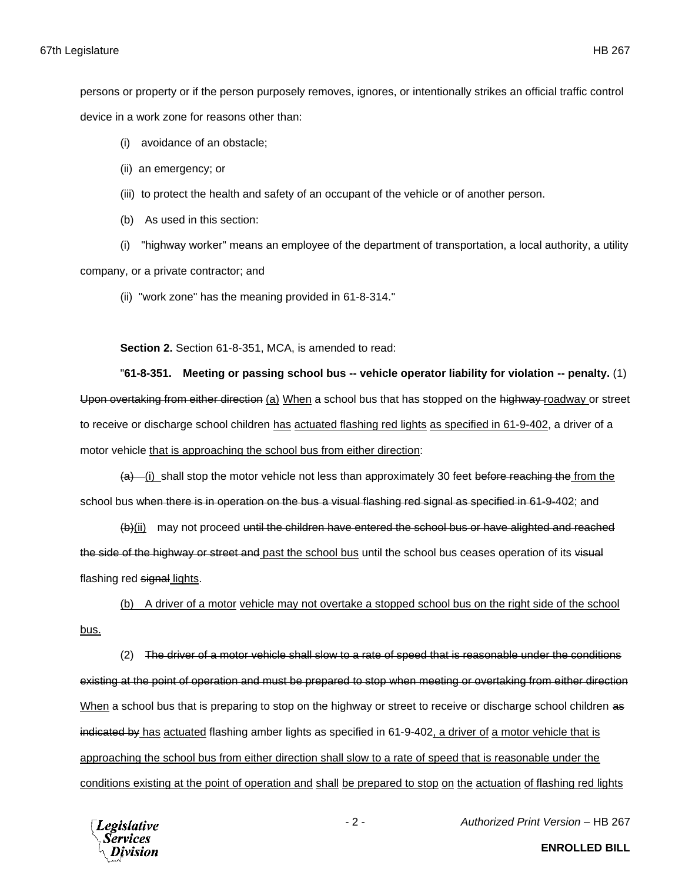persons or property or if the person purposely removes, ignores, or intentionally strikes an official traffic control device in a work zone for reasons other than:

(i) avoidance of an obstacle;

(ii) an emergency; or

(iii) to protect the health and safety of an occupant of the vehicle or of another person.

(b) As used in this section:

(i) "highway worker" means an employee of the department of transportation, a local authority, a utility company, or a private contractor; and

(ii) "work zone" has the meaning provided in 61-8-314."

**Section 2.** Section 61-8-351, MCA, is amended to read:

"**61-8-351. Meeting or passing school bus -- vehicle operator liability for violation -- penalty.** (1) ~~Upon overtaking from either direction~~ (a) When a school bus that has stopped on the ~~highway~~ roadway or street to receive or discharge school children has actuated flashing red lights as specified in 61-9-402, a driver of a motor vehicle that is approaching the school bus from either direction:

~~(a)~~ (i) shall stop the motor vehicle not less than approximately 30 feet ~~before reaching the~~ from the school bus ~~when there is in operation on the bus a visual flashing red signal as specified in 61-9-402~~; and

~~(b)~~(ii) may not proceed ~~until the children have entered the school bus or have alighted and reached the side of the highway or street and~~ past the school bus until the school bus ceases operation of its ~~visual~~ flashing red ~~signal~~ lights.

(b) A driver of a motor vehicle may not overtake a stopped school bus on the right side of the school bus.

(2) ~~The driver of a motor vehicle shall slow to a rate of speed that is reasonable under the conditions existing at the point of operation and must be prepared to stop when meeting or overtaking from either direction~~ When a school bus that is preparing to stop on the highway or street to receive or discharge school children ~~as indicated by~~ has actuated flashing amber lights as specified in 61-9-402, a driver of a motor vehicle that is approaching the school bus from either direction shall slow to a rate of speed that is reasonable under the conditions existing at the point of operation and shall be prepared to stop on the actuation of flashing red lights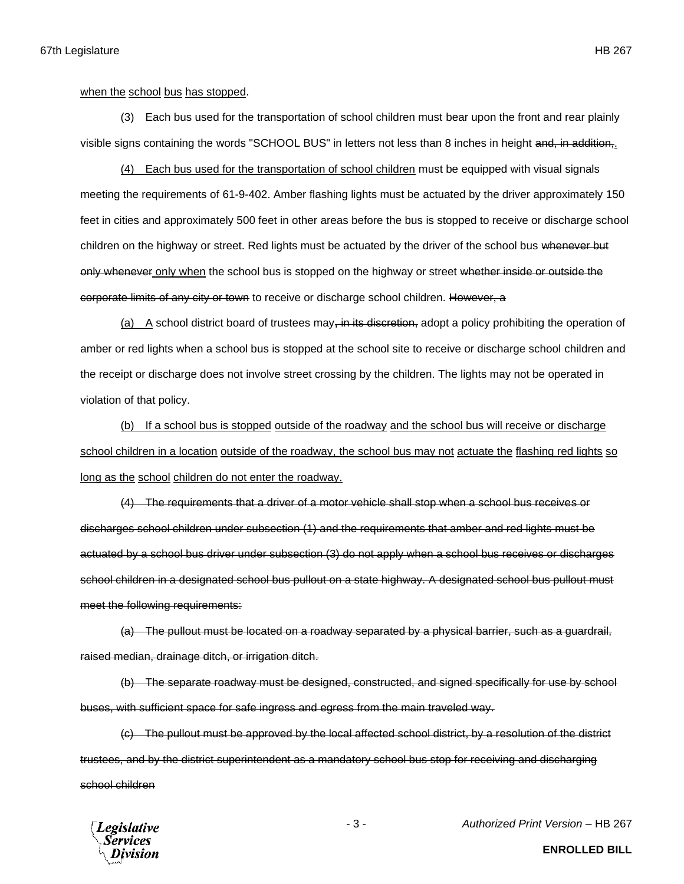<u>when the school bus has stopped</u>.

(3) Each bus used for the transportation of school children must bear upon the front and rear plainly visible signs containing the words "SCHOOL BUS" in letters not less than 8 inches in height ~~and, in addition,~~<u>.</u>

<u>(4) Each bus used for the transportation of school children</u> must be equipped with visual signals meeting the requirements of 61-9-402. Amber flashing lights must be actuated by the driver approximately 150 feet in cities and approximately 500 feet in other areas before the bus is stopped to receive or discharge school children on the highway or street. Red lights must be actuated by the driver of the school bus ~~whenever but only whenever~~ <u>only when</u> the school bus is stopped on the highway or street ~~whether inside or outside the corporate limits of any city or town~~ to receive or discharge school children. ~~However, a~~

<u>(a) A</u> school district board of trustees may~~, in its discretion,~~ adopt a policy prohibiting the operation of amber or red lights when a school bus is stopped at the school site to receive or discharge school children and the receipt or discharge does not involve street crossing by the children. The lights may not be operated in violation of that policy.

<u>(b) If a school bus is stopped outside of the roadway and the school bus will receive or discharge school children in a location outside of the roadway, the school bus may not actuate the flashing red lights so long as the school children do not enter the roadway.</u>

~~(4) The requirements that a driver of a motor vehicle shall stop when a school bus receives or discharges school children under subsection (1) and the requirements that amber and red lights must be actuated by a school bus driver under subsection (3) do not apply when a school bus receives or discharges school children in a designated school bus pullout on a state highway. A designated school bus pullout must meet the following requirements:~~

~~(a) The pullout must be located on a roadway separated by a physical barrier, such as a guardrail, raised median, drainage ditch, or irrigation ditch.~~

~~(b) The separate roadway must be designed, constructed, and signed specifically for use by school buses, with sufficient space for safe ingress and egress from the main traveled way.~~

~~(c) The pullout must be approved by the local affected school district, by a resolution of the district trustees, and by the district superintendent as a mandatory school bus stop for receiving and discharging school children~~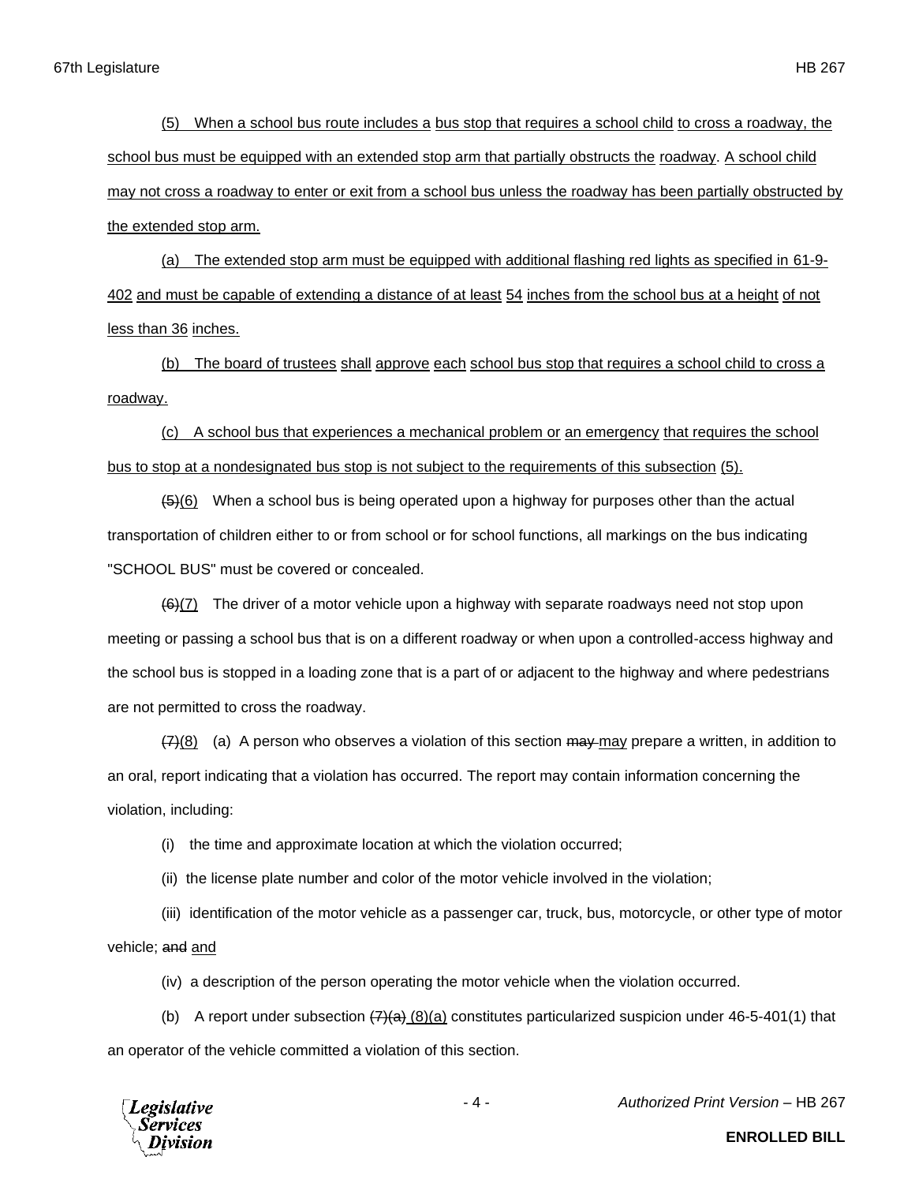(5) When a school bus route includes a bus stop that requires a school child to cross a roadway, the school bus must be equipped with an extended stop arm that partially obstructs the roadway. A school child may not cross a roadway to enter or exit from a school bus unless the roadway has been partially obstructed by the extended stop arm.

(a) The extended stop arm must be equipped with additional flashing red lights as specified in 61-9-402 and must be capable of extending a distance of at least 54 inches from the school bus at a height of not less than 36 inches.

(b) The board of trustees shall approve each school bus stop that requires a school child to cross a roadway.

(c) A school bus that experiences a mechanical problem or an emergency that requires the school bus to stop at a nondesignated bus stop is not subject to the requirements of this subsection (5).

~~(5)~~(6) When a school bus is being operated upon a highway for purposes other than the actual transportation of children either to or from school or for school functions, all markings on the bus indicating "SCHOOL BUS" must be covered or concealed.

~~(6)~~(7) The driver of a motor vehicle upon a highway with separate roadways need not stop upon meeting or passing a school bus that is on a different roadway or when upon a controlled-access highway and the school bus is stopped in a loading zone that is a part of or adjacent to the highway and where pedestrians are not permitted to cross the roadway.

~~(7)~~(8) (a) A person who observes a violation of this section ~~may~~ may prepare a written, in addition to an oral, report indicating that a violation has occurred. The report may contain information concerning the violation, including:

(i) the time and approximate location at which the violation occurred;

(ii) the license plate number and color of the motor vehicle involved in the violation;

(iii) identification of the motor vehicle as a passenger car, truck, bus, motorcycle, or other type of motor vehicle; ~~and~~ and

(iv) a description of the person operating the motor vehicle when the violation occurred.

(b) A report under subsection ~~(7)(a)~~ (8)(a) constitutes particularized suspicion under 46-5-401(1) that an operator of the vehicle committed a violation of this section.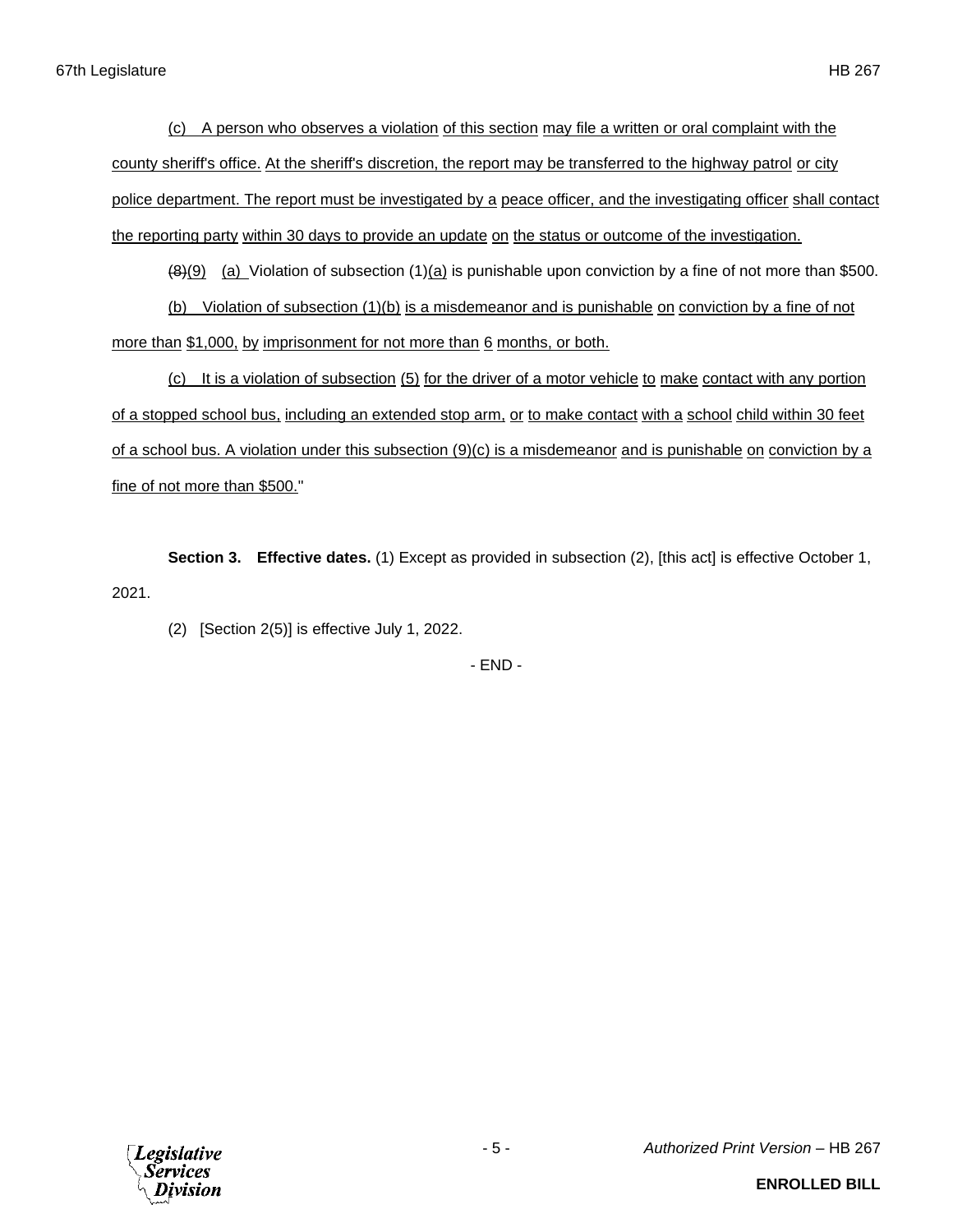(c) A person who observes a violation of this section may file a written or oral complaint with the county sheriff's office. At the sheriff's discretion, the report may be transferred to the highway patrol or city police department. The report must be investigated by a peace officer, and the investigating officer shall contact the reporting party within 30 days to provide an update on the status or outcome of the investigation.

~~(8)~~(9) (a) Violation of subsection (1)(a) is punishable upon conviction by a fine of not more than $500.

(b) Violation of subsection (1)(b) is a misdemeanor and is punishable on conviction by a fine of not more than $1,000, by imprisonment for not more than 6 months, or both.

(c) It is a violation of subsection (5) for the driver of a motor vehicle to make contact with any portion of a stopped school bus, including an extended stop arm, or to make contact with a school child within 30 feet of a school bus. A violation under this subsection (9)(c) is a misdemeanor and is punishable on conviction by a fine of not more than $500."

**Section 3. Effective dates.** (1) Except as provided in subsection (2), [this act] is effective October 1, 2021.

(2) [Section 2(5)] is effective July 1, 2022.

- END -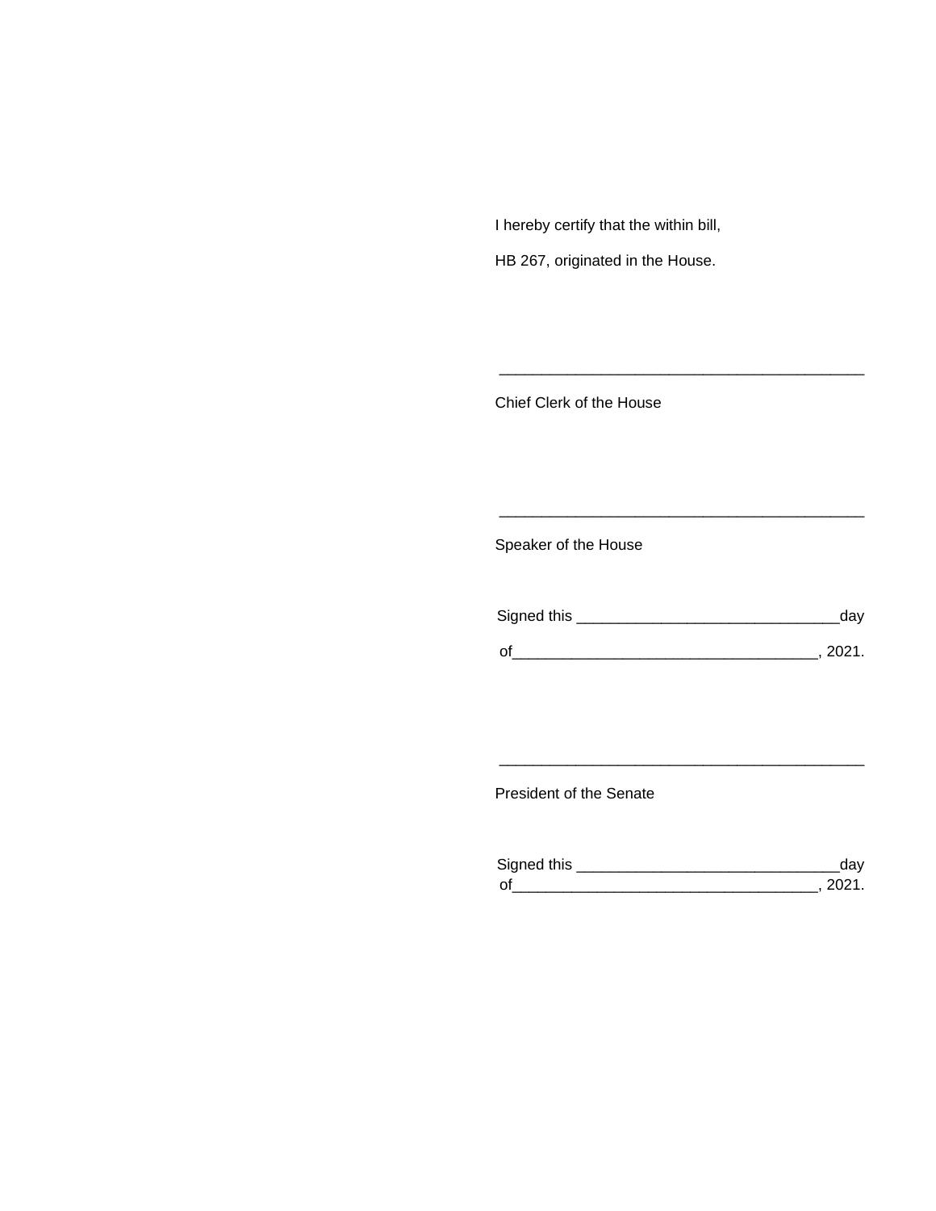I hereby certify that the within bill,

HB 267, originated in the House.

\_\_\_\_\_\_\_\_\_\_\_\_\_\_\_\_\_\_\_\_\_\_\_\_\_\_\_\_\_\_\_\_\_\_\_\_\_\_\_\_\_\_\_\_

Chief Clerk of the House

\_\_\_\_\_\_\_\_\_\_\_\_\_\_\_\_\_\_\_\_\_\_\_\_\_\_\_\_\_\_\_\_\_\_\_\_\_\_\_\_\_\_\_\_

Speaker of the House

Signed this \_\_\_\_\_\_\_\_\_\_\_\_\_\_\_\_\_\_\_\_\_\_\_\_\_\_\_\_\_\_\_day

of\_\_\_\_\_\_\_\_\_\_\_\_\_\_\_\_\_\_\_\_\_\_\_\_\_\_\_\_\_\_\_\_\_\_\_\_, 2021.

\_\_\_\_\_\_\_\_\_\_\_\_\_\_\_\_\_\_\_\_\_\_\_\_\_\_\_\_\_\_\_\_\_\_\_\_\_\_\_\_\_\_\_\_

President of the Senate

Signed this \_\_\_\_\_\_\_\_\_\_\_\_\_\_\_\_\_\_\_\_\_\_\_\_\_\_\_\_\_\_\_day

of\_\_\_\_\_\_\_\_\_\_\_\_\_\_\_\_\_\_\_\_\_\_\_\_\_\_\_\_\_\_\_\_\_\_\_\_, 2021.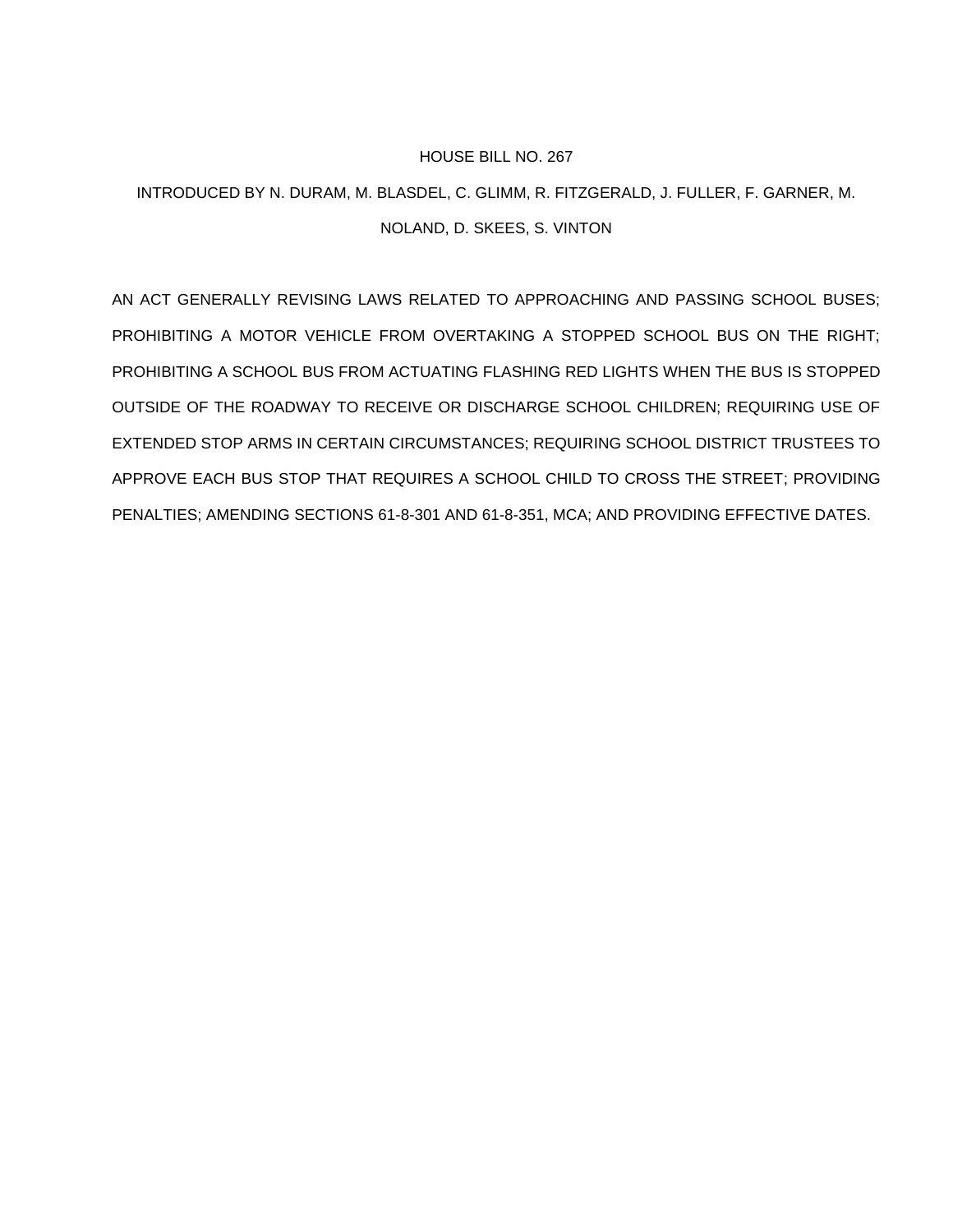HOUSE BILL NO. 267

INTRODUCED BY N. DURAM, M. BLASDEL, C. GLIMM, R. FITZGERALD, J. FULLER, F. GARNER, M. NOLAND, D. SKEES, S. VINTON

AN ACT GENERALLY REVISING LAWS RELATED TO APPROACHING AND PASSING SCHOOL BUSES; PROHIBITING A MOTOR VEHICLE FROM OVERTAKING A STOPPED SCHOOL BUS ON THE RIGHT; PROHIBITING A SCHOOL BUS FROM ACTUATING FLASHING RED LIGHTS WHEN THE BUS IS STOPPED OUTSIDE OF THE ROADWAY TO RECEIVE OR DISCHARGE SCHOOL CHILDREN; REQUIRING USE OF EXTENDED STOP ARMS IN CERTAIN CIRCUMSTANCES; REQUIRING SCHOOL DISTRICT TRUSTEES TO APPROVE EACH BUS STOP THAT REQUIRES A SCHOOL CHILD TO CROSS THE STREET; PROVIDING PENALTIES; AMENDING SECTIONS 61-8-301 AND 61-8-351, MCA; AND PROVIDING EFFECTIVE DATES.